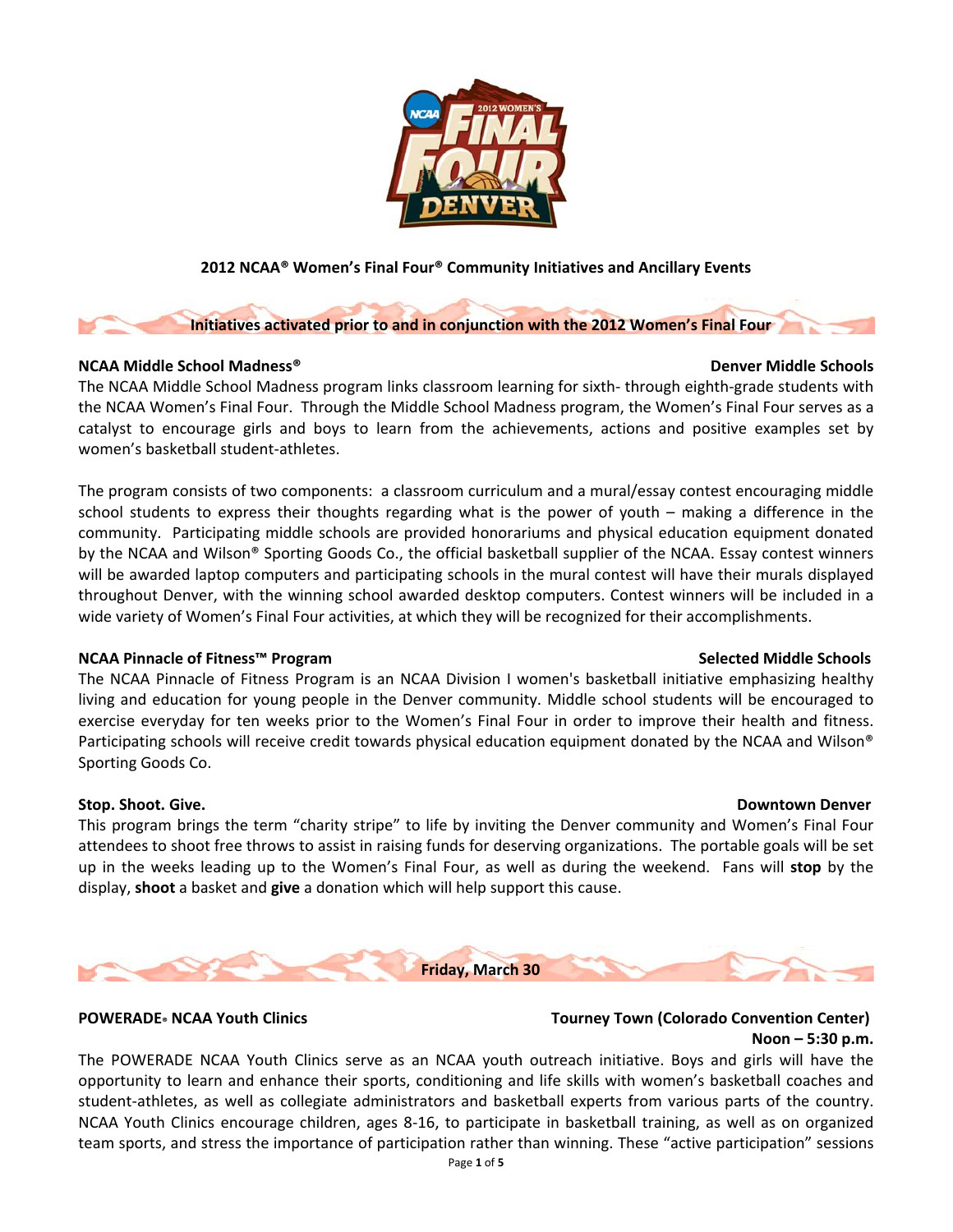# 2012 NCAA® Women's Final Four® Community Initiatives and Ancillary Events

## Initiatives activated prior to and in conjunction with the 2012 Women's Final Four

### NCAA Middle School Madness® — Denver Middle Schools

The NCAA Middle School Madness program links classroom learning for sixth- through eighth-grade students with the NCAA Women's Final Four. Through the Middle School Madness program, the Women's Final Four serves as a catalyst to encourage girls and boys to learn from the achievements, actions and positive examples set by women's basketball student-athletes.

The program consists of two components: a classroom curriculum and a mural/essay contest encouraging middle school students to express their thoughts regarding what is the power of youth – making a difference in the community. Participating middle schools are provided honorariums and physical education equipment donated by the NCAA and Wilson® Sporting Goods Co., the official basketball supplier of the NCAA. Essay contest winners will be awarded laptop computers and participating schools in the mural contest will have their murals displayed throughout Denver, with the winning school awarded desktop computers. Contest winners will be included in a wide variety of Women's Final Four activities, at which they will be recognized for their accomplishments.

### NCAA Pinnacle of Fitness™ Program — Selected Middle Schools

The NCAA Pinnacle of Fitness Program is an NCAA Division I women's basketball initiative emphasizing healthy living and education for young people in the Denver community. Middle school students will be encouraged to exercise everyday for ten weeks prior to the Women's Final Four in order to improve their health and fitness. Participating schools will receive credit towards physical education equipment donated by the NCAA and Wilson® Sporting Goods Co.

### Stop. Shoot. Give. — Downtown Denver

This program brings the term "charity stripe" to life by inviting the Denver community and Women's Final Four attendees to shoot free throws to assist in raising funds for deserving organizations. The portable goals will be set up in the weeks leading up to the Women's Final Four, as well as during the weekend. Fans will **stop** by the display, **shoot** a basket and **give** a donation which will help support this cause.

## Friday, March 30

### POWERADE® NCAA Youth Clinics — Tourney Town (Colorado Convention Center)

**Noon – 5:30 p.m.**

The POWERADE NCAA Youth Clinics serve as an NCAA youth outreach initiative. Boys and girls will have the opportunity to learn and enhance their sports, conditioning and life skills with women's basketball coaches and student-athletes, as well as collegiate administrators and basketball experts from various parts of the country. NCAA Youth Clinics encourage children, ages 8-16, to participate in basketball training, as well as on organized team sports, and stress the importance of participation rather than winning. These "active participation" sessions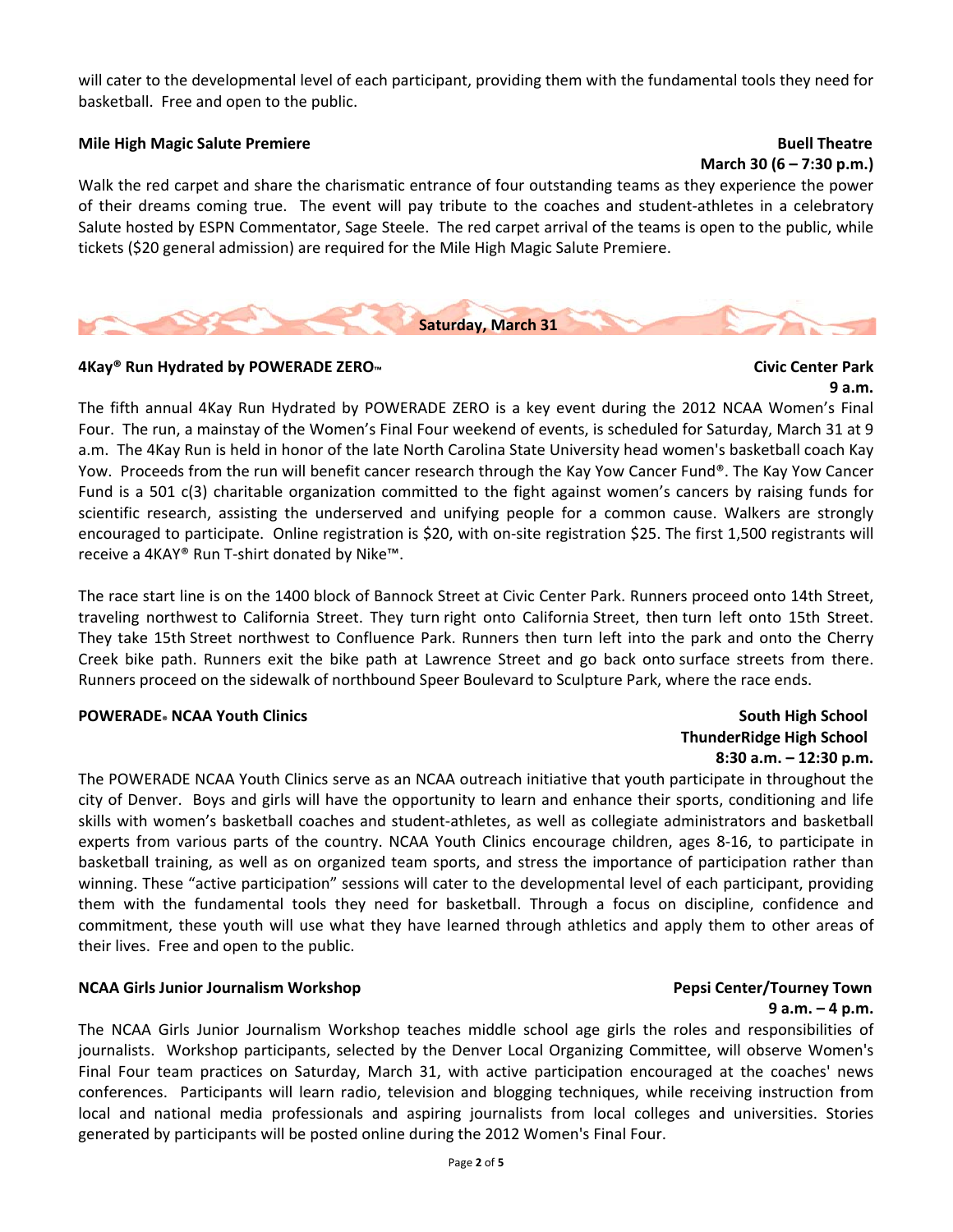will cater to the developmental level of each participant, providing them with the fundamental tools they need for basketball. Free and open to the public.

**Mile High Magic Salute Premiere** — **Buell Theatre**
**March 30 (6 – 7:30 p.m.)**

Walk the red carpet and share the charismatic entrance of four outstanding teams as they experience the power of their dreams coming true. The event will pay tribute to the coaches and student-athletes in a celebratory Salute hosted by ESPN Commentator, Sage Steele. The red carpet arrival of the teams is open to the public, while tickets ($20 general admission) are required for the Mile High Magic Salute Premiere.

## Saturday, March 31

**4Kay® Run Hydrated by POWERADE ZERO™** — **Civic Center Park**
**9 a.m.**

The fifth annual 4Kay Run Hydrated by POWERADE ZERO is a key event during the 2012 NCAA Women's Final Four. The run, a mainstay of the Women's Final Four weekend of events, is scheduled for Saturday, March 31 at 9 a.m. The 4Kay Run is held in honor of the late North Carolina State University head women's basketball coach Kay Yow. Proceeds from the run will benefit cancer research through the Kay Yow Cancer Fund®. The Kay Yow Cancer Fund is a 501 c(3) charitable organization committed to the fight against women's cancers by raising funds for scientific research, assisting the underserved and unifying people for a common cause. Walkers are strongly encouraged to participate. Online registration is $20, with on-site registration $25. The first 1,500 registrants will receive a 4KAY® Run T-shirt donated by Nike™.

The race start line is on the 1400 block of Bannock Street at Civic Center Park. Runners proceed onto 14th Street, traveling northwest to California Street. They turn right onto California Street, then turn left onto 15th Street. They take 15th Street northwest to Confluence Park. Runners then turn left into the park and onto the Cherry Creek bike path. Runners exit the bike path at Lawrence Street and go back onto surface streets from there. Runners proceed on the sidewalk of northbound Speer Boulevard to Sculpture Park, where the race ends.

**POWERADE® NCAA Youth Clinics** — **South High School**
**ThunderRidge High School**
**8:30 a.m. – 12:30 p.m.**

The POWERADE NCAA Youth Clinics serve as an NCAA outreach initiative that youth participate in throughout the city of Denver. Boys and girls will have the opportunity to learn and enhance their sports, conditioning and life skills with women's basketball coaches and student-athletes, as well as collegiate administrators and basketball experts from various parts of the country. NCAA Youth Clinics encourage children, ages 8-16, to participate in basketball training, as well as on organized team sports, and stress the importance of participation rather than winning. These "active participation" sessions will cater to the developmental level of each participant, providing them with the fundamental tools they need for basketball. Through a focus on discipline, confidence and commitment, these youth will use what they have learned through athletics and apply them to other areas of their lives. Free and open to the public.

**NCAA Girls Junior Journalism Workshop** — **Pepsi Center/Tourney Town**
**9 a.m. – 4 p.m.**

The NCAA Girls Junior Journalism Workshop teaches middle school age girls the roles and responsibilities of journalists. Workshop participants, selected by the Denver Local Organizing Committee, will observe Women's Final Four team practices on Saturday, March 31, with active participation encouraged at the coaches' news conferences. Participants will learn radio, television and blogging techniques, while receiving instruction from local and national media professionals and aspiring journalists from local colleges and universities. Stories generated by participants will be posted online during the 2012 Women's Final Four.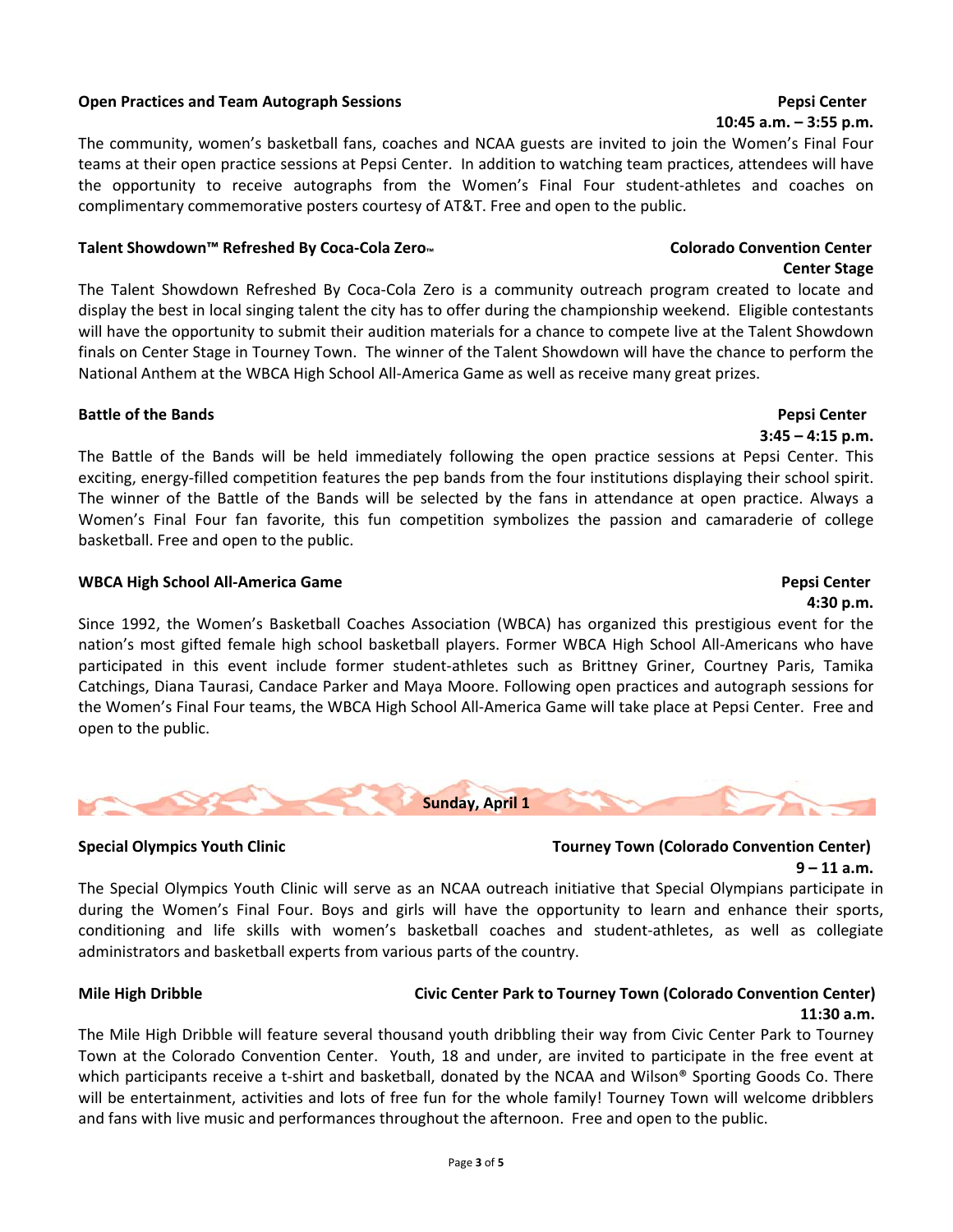**Open Practices and Team Autograph Sessions** — **Pepsi Center**
**10:45 a.m. – 3:55 p.m.**

The community, women's basketball fans, coaches and NCAA guests are invited to join the Women's Final Four teams at their open practice sessions at Pepsi Center. In addition to watching team practices, attendees will have the opportunity to receive autographs from the Women's Final Four student-athletes and coaches on complimentary commemorative posters courtesy of AT&T. Free and open to the public.

**Talent Showdown™ Refreshed By Coca-Cola Zero™** — **Colorado Convention Center**
**Center Stage**

The Talent Showdown Refreshed By Coca-Cola Zero is a community outreach program created to locate and display the best in local singing talent the city has to offer during the championship weekend. Eligible contestants will have the opportunity to submit their audition materials for a chance to compete live at the Talent Showdown finals on Center Stage in Tourney Town. The winner of the Talent Showdown will have the chance to perform the National Anthem at the WBCA High School All-America Game as well as receive many great prizes.

**Battle of the Bands** — **Pepsi Center**
**3:45 – 4:15 p.m.**

The Battle of the Bands will be held immediately following the open practice sessions at Pepsi Center. This exciting, energy-filled competition features the pep bands from the four institutions displaying their school spirit. The winner of the Battle of the Bands will be selected by the fans in attendance at open practice. Always a Women's Final Four fan favorite, this fun competition symbolizes the passion and camaraderie of college basketball. Free and open to the public.

**WBCA High School All-America Game** — **Pepsi Center**
**4:30 p.m.**

Since 1992, the Women's Basketball Coaches Association (WBCA) has organized this prestigious event for the nation's most gifted female high school basketball players. Former WBCA High School All-Americans who have participated in this event include former student-athletes such as Brittney Griner, Courtney Paris, Tamika Catchings, Diana Taurasi, Candace Parker and Maya Moore. Following open practices and autograph sessions for the Women's Final Four teams, the WBCA High School All-America Game will take place at Pepsi Center. Free and open to the public.

## Sunday, April 1

**Special Olympics Youth Clinic** — **Tourney Town (Colorado Convention Center)**
**9 – 11 a.m.**

The Special Olympics Youth Clinic will serve as an NCAA outreach initiative that Special Olympians participate in during the Women's Final Four. Boys and girls will have the opportunity to learn and enhance their sports, conditioning and life skills with women's basketball coaches and student-athletes, as well as collegiate administrators and basketball experts from various parts of the country.

**Mile High Dribble** — **Civic Center Park to Tourney Town (Colorado Convention Center)**
**11:30 a.m.**

The Mile High Dribble will feature several thousand youth dribbling their way from Civic Center Park to Tourney Town at the Colorado Convention Center. Youth, 18 and under, are invited to participate in the free event at which participants receive a t-shirt and basketball, donated by the NCAA and Wilson® Sporting Goods Co. There will be entertainment, activities and lots of free fun for the whole family! Tourney Town will welcome dribblers and fans with live music and performances throughout the afternoon. Free and open to the public.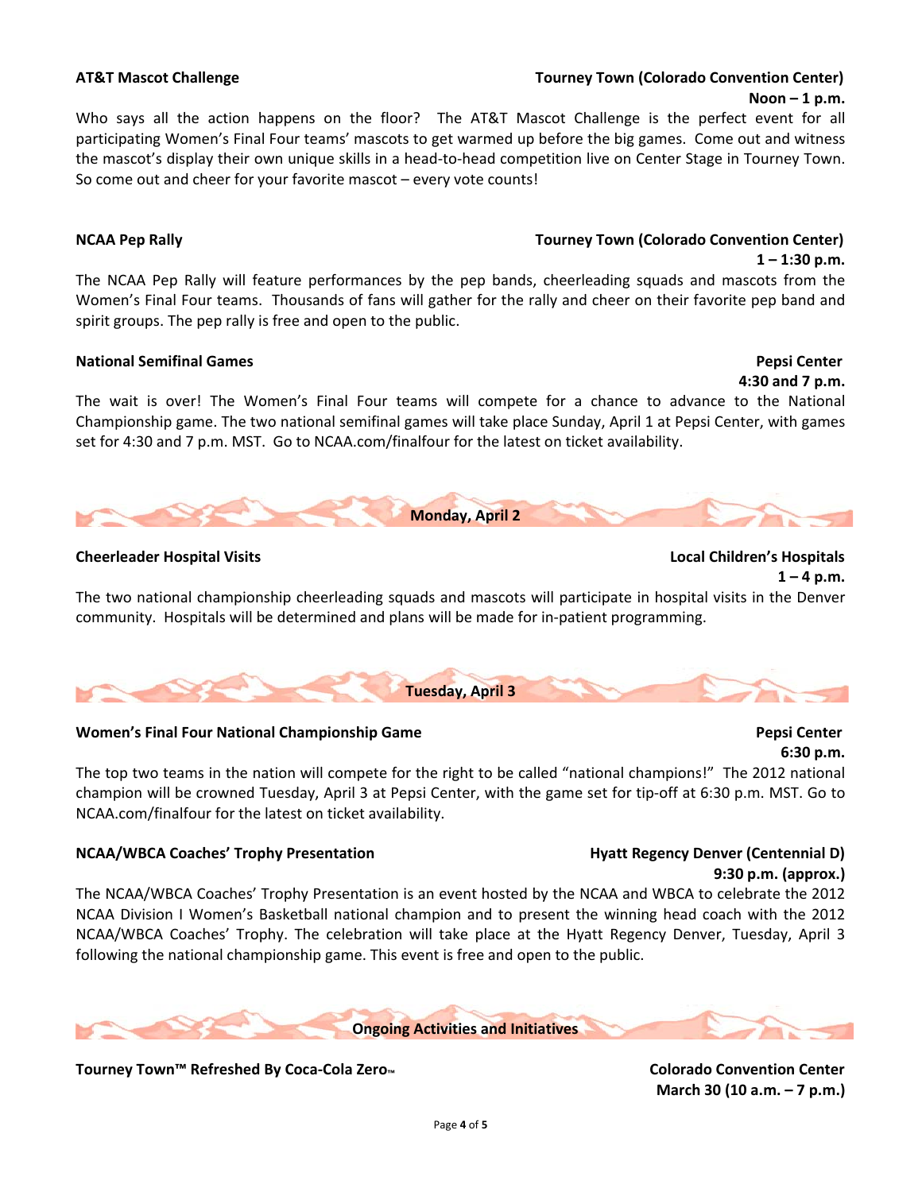**AT&T Mascot Challenge** — **Tourney Town (Colorado Convention Center)**
**Noon – 1 p.m.**

Who says all the action happens on the floor? The AT&T Mascot Challenge is the perfect event for all participating Women's Final Four teams' mascots to get warmed up before the big games. Come out and witness the mascot's display their own unique skills in a head-to-head competition live on Center Stage in Tourney Town. So come out and cheer for your favorite mascot – every vote counts!

**NCAA Pep Rally** — **Tourney Town (Colorado Convention Center)**
**1 – 1:30 p.m.**

The NCAA Pep Rally will feature performances by the pep bands, cheerleading squads and mascots from the Women's Final Four teams. Thousands of fans will gather for the rally and cheer on their favorite pep band and spirit groups. The pep rally is free and open to the public.

**National Semifinal Games** — **Pepsi Center**
**4:30 and 7 p.m.**

The wait is over! The Women's Final Four teams will compete for a chance to advance to the National Championship game. The two national semifinal games will take place Sunday, April 1 at Pepsi Center, with games set for 4:30 and 7 p.m. MST. Go to NCAA.com/finalfour for the latest on ticket availability.

## Monday, April 2

**Cheerleader Hospital Visits** — **Local Children's Hospitals**
**1 – 4 p.m.**

The two national championship cheerleading squads and mascots will participate in hospital visits in the Denver community. Hospitals will be determined and plans will be made for in-patient programming.

## Tuesday, April 3

**Women's Final Four National Championship Game** — **Pepsi Center**
**6:30 p.m.**

The top two teams in the nation will compete for the right to be called "national champions!" The 2012 national champion will be crowned Tuesday, April 3 at Pepsi Center, with the game set for tip-off at 6:30 p.m. MST. Go to NCAA.com/finalfour for the latest on ticket availability.

**NCAA/WBCA Coaches' Trophy Presentation** — **Hyatt Regency Denver (Centennial D)**
**9:30 p.m. (approx.)**

The NCAA/WBCA Coaches' Trophy Presentation is an event hosted by the NCAA and WBCA to celebrate the 2012 NCAA Division I Women's Basketball national champion and to present the winning head coach with the 2012 NCAA/WBCA Coaches' Trophy. The celebration will take place at the Hyatt Regency Denver, Tuesday, April 3 following the national championship game. This event is free and open to the public.

## Ongoing Activities and Initiatives

**Tourney Town™ Refreshed By Coca-Cola Zero™** — **Colorado Convention Center**
**March 30 (10 a.m. – 7 p.m.)**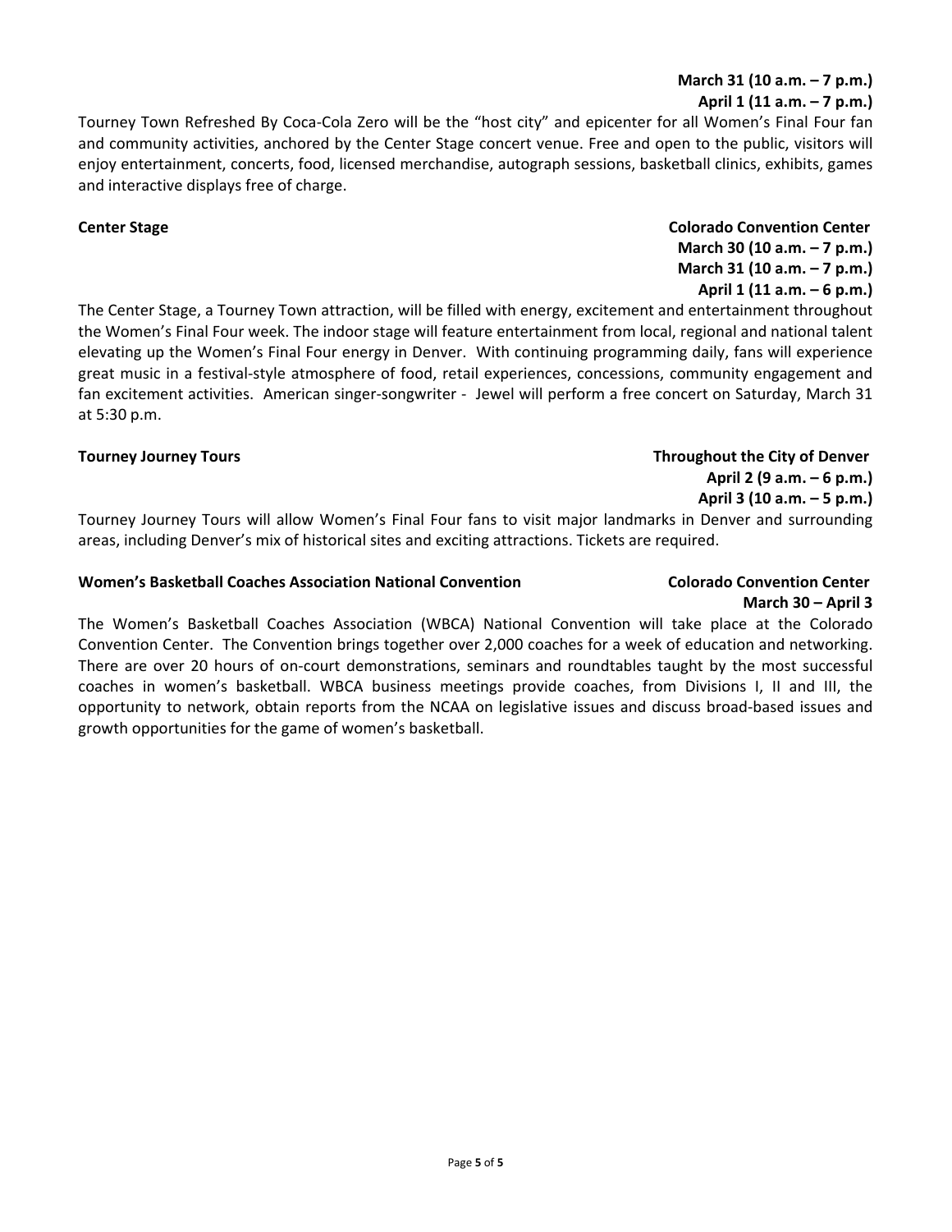**March 31 (10 a.m. – 7 p.m.)**
**April 1 (11 a.m. – 7 p.m.)**

Tourney Town Refreshed By Coca-Cola Zero will be the "host city" and epicenter for all Women's Final Four fan and community activities, anchored by the Center Stage concert venue. Free and open to the public, visitors will enjoy entertainment, concerts, food, licensed merchandise, autograph sessions, basketball clinics, exhibits, games and interactive displays free of charge.

**Center Stage** — **Colorado Convention Center**
**March 30 (10 a.m. – 7 p.m.)**
**March 31 (10 a.m. – 7 p.m.)**
**April 1 (11 a.m. – 6 p.m.)**

The Center Stage, a Tourney Town attraction, will be filled with energy, excitement and entertainment throughout the Women's Final Four week. The indoor stage will feature entertainment from local, regional and national talent elevating up the Women's Final Four energy in Denver. With continuing programming daily, fans will experience great music in a festival-style atmosphere of food, retail experiences, concessions, community engagement and fan excitement activities. American singer-songwriter - Jewel will perform a free concert on Saturday, March 31 at 5:30 p.m.

**Tourney Journey Tours** — **Throughout the City of Denver**
**April 2 (9 a.m. – 6 p.m.)**
**April 3 (10 a.m. – 5 p.m.)**

Tourney Journey Tours will allow Women's Final Four fans to visit major landmarks in Denver and surrounding areas, including Denver's mix of historical sites and exciting attractions. Tickets are required.

**Women's Basketball Coaches Association National Convention** — **Colorado Convention Center**
**March 30 – April 3**

The Women's Basketball Coaches Association (WBCA) National Convention will take place at the Colorado Convention Center. The Convention brings together over 2,000 coaches for a week of education and networking. There are over 20 hours of on-court demonstrations, seminars and roundtables taught by the most successful coaches in women's basketball. WBCA business meetings provide coaches, from Divisions I, II and III, the opportunity to network, obtain reports from the NCAA on legislative issues and discuss broad-based issues and growth opportunities for the game of women's basketball.